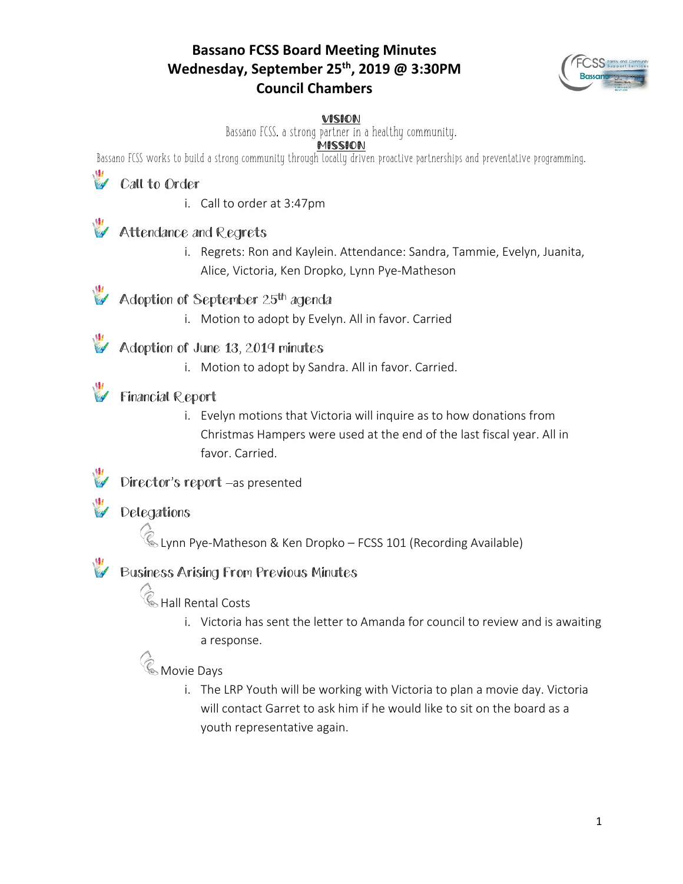# Bassano FCSS Board Meeting Minutes
## Wednesday, September 25th, 2019 @ 3:30PM
## Council Chambers

**VISION**

Bassano FCSS, a strong partner in a healthy community.

**MISSION**

Bassano FCSS works to build a strong community through locally driven proactive partnerships and preventative programming.

### Call to Order

i. Call to order at 3:47pm

### Attendance and Regrets

i. Regrets: Ron and Kaylein. Attendance: Sandra, Tammie, Evelyn, Juanita, Alice, Victoria, Ken Dropko, Lynn Pye-Matheson

### Adoption of September 25th agenda

i. Motion to adopt by Evelyn. All in favor. Carried

### Adoption of June 13, 2019 minutes

i. Motion to adopt by Sandra. All in favor. Carried.

### Financial Report

i. Evelyn motions that Victoria will inquire as to how donations from Christmas Hampers were used at the end of the last fiscal year. All in favor. Carried.

### Director's report –as presented

### Delegations

- Lynn Pye-Matheson & Ken Dropko – FCSS 101 (Recording Available)

### Business Arising From Previous Minutes

- Hall Rental Costs

  i. Victoria has sent the letter to Amanda for council to review and is awaiting a response.

- Movie Days

  i. The LRP Youth will be working with Victoria to plan a movie day. Victoria will contact Garret to ask him if he would like to sit on the board as a youth representative again.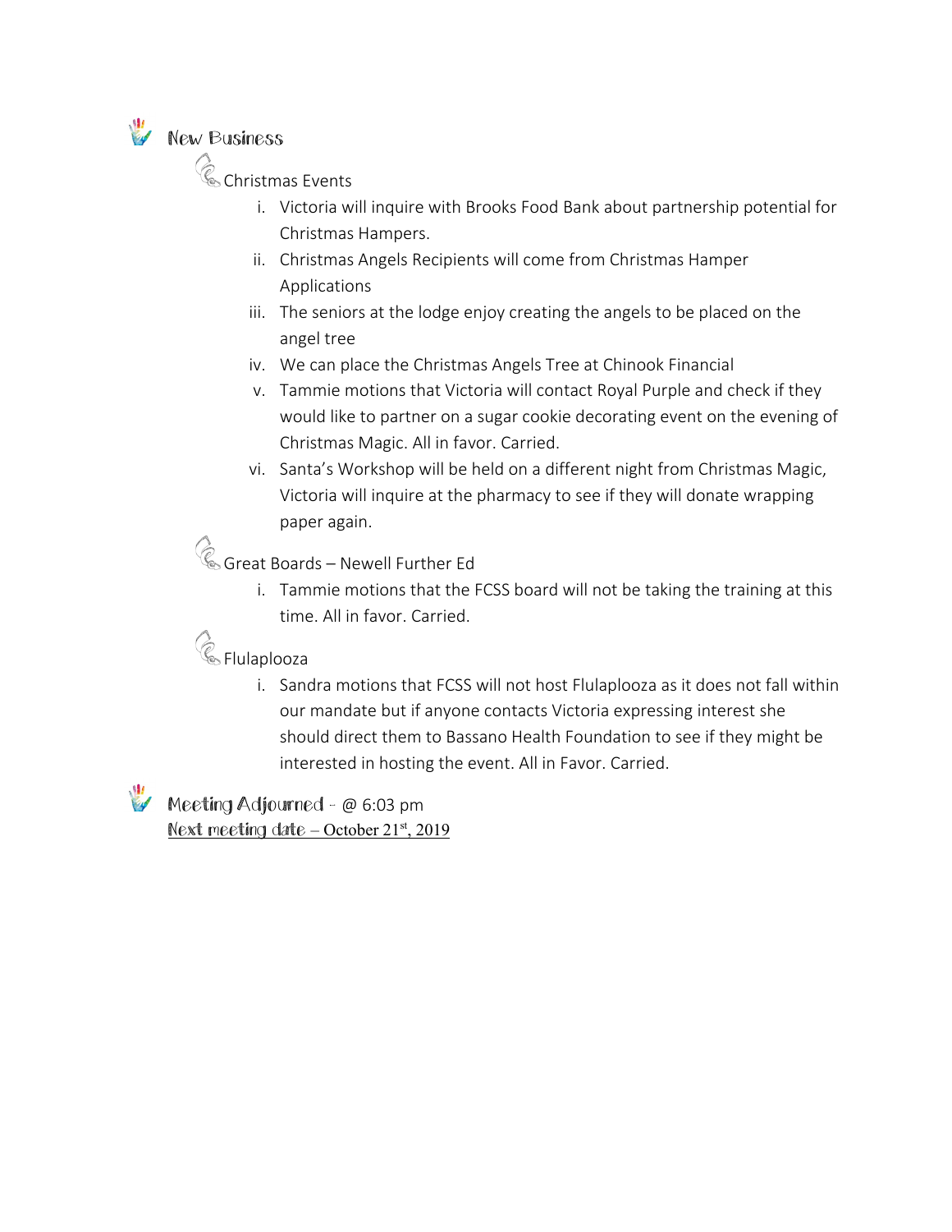## New Business

### Christmas Events

i. Victoria will inquire with Brooks Food Bank about partnership potential for Christmas Hampers.
ii. Christmas Angels Recipients will come from Christmas Hamper Applications
iii. The seniors at the lodge enjoy creating the angels to be placed on the angel tree
iv. We can place the Christmas Angels Tree at Chinook Financial
v. Tammie motions that Victoria will contact Royal Purple and check if they would like to partner on a sugar cookie decorating event on the evening of Christmas Magic. All in favor. Carried.
vi. Santa's Workshop will be held on a different night from Christmas Magic, Victoria will inquire at the pharmacy to see if they will donate wrapping paper again.

### Great Boards – Newell Further Ed

i. Tammie motions that the FCSS board will not be taking the training at this time. All in favor. Carried.

### Flulaplooza

i. Sandra motions that FCSS will not host Flulaplooza as it does not fall within our mandate but if anyone contacts Victoria expressing interest she should direct them to Bassano Health Foundation to see if they might be interested in hosting the event. All in Favor. Carried.

## Meeting Adjourned - @ 6:03 pm

Next meeting date – October 21st, 2019